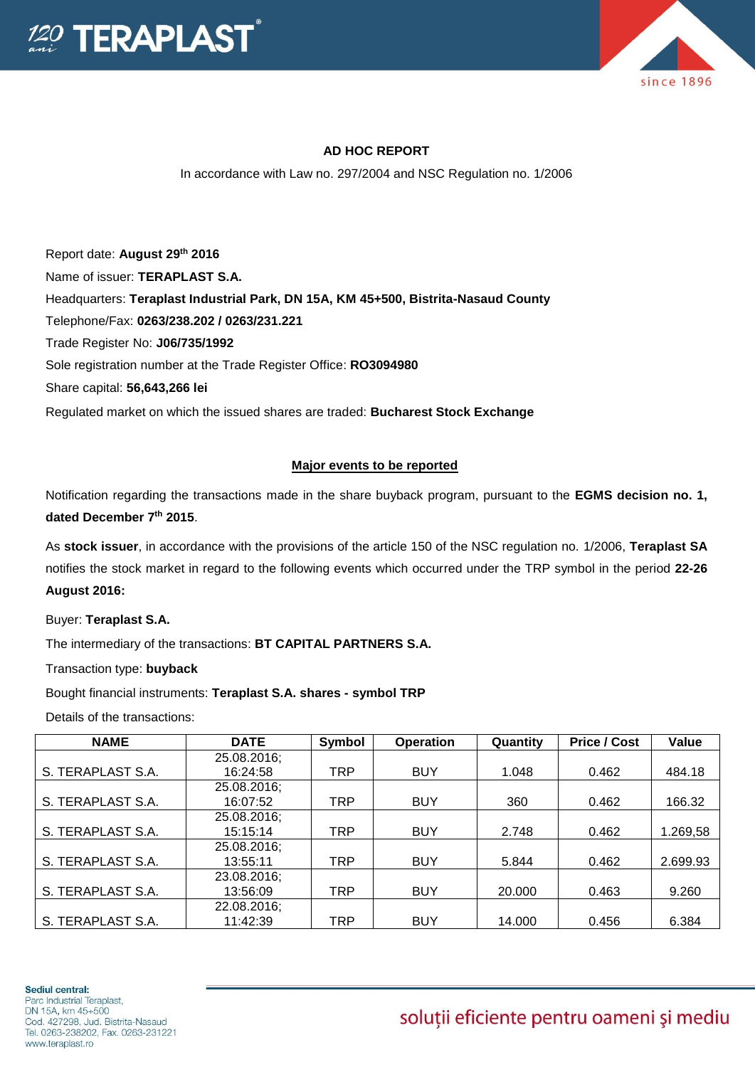## AD HOC REPORT

In accordance with Law no. 297/2004 and NSC Regulation no. 1/2006

Report date: **August 29th 2016**

Name of issuer: **TERAPLAST S.A.**

Headquarters: **Teraplast Industrial Park, DN 15A, KM 45+500, Bistrita-Nasaud County**

Telephone/Fax: **0263/238.202 / 0263/231.221**

Trade Register No: **J06/735/1992**

Sole registration number at the Trade Register Office: **RO3094980**

Share capital: **56,643,266 lei**

Regulated market on which the issued shares are traded: **Bucharest Stock Exchange**

### Major events to be reported

Notification regarding the transactions made in the share buyback program, pursuant to the **EGMS decision no. 1, dated December 7th 2015**.

As **stock issuer**, in accordance with the provisions of the article 150 of the NSC regulation no. 1/2006, **Teraplast SA** notifies the stock market in regard to the following events which occurred under the TRP symbol in the period **22-26 August 2016:**

Buyer: **Teraplast S.A.**

The intermediary of the transactions: **BT CAPITAL PARTNERS S.A.**

Transaction type: **buyback**

Bought financial instruments: **Teraplast S.A. shares - symbol TRP**

Details of the transactions:

| NAME | DATE | Symbol | Operation | Quantity | Price / Cost | Value |
|---|---|---|---|---|---|---|
| S. TERAPLAST S.A. | 25.08.2016; 16:24:58 | TRP | BUY | 1.048 | 0.462 | 484.18 |
| S. TERAPLAST S.A. | 25.08.2016; 16:07:52 | TRP | BUY | 360 | 0.462 | 166.32 |
| S. TERAPLAST S.A. | 25.08.2016; 15:15:14 | TRP | BUY | 2.748 | 0.462 | 1.269,58 |
| S. TERAPLAST S.A. | 25.08.2016; 13:55:11 | TRP | BUY | 5.844 | 0.462 | 2.699.93 |
| S. TERAPLAST S.A. | 23.08.2016; 13:56:09 | TRP | BUY | 20.000 | 0.463 | 9.260 |
| S. TERAPLAST S.A. | 22.08.2016; 11:42:39 | TRP | BUY | 14.000 | 0.456 | 6.384 |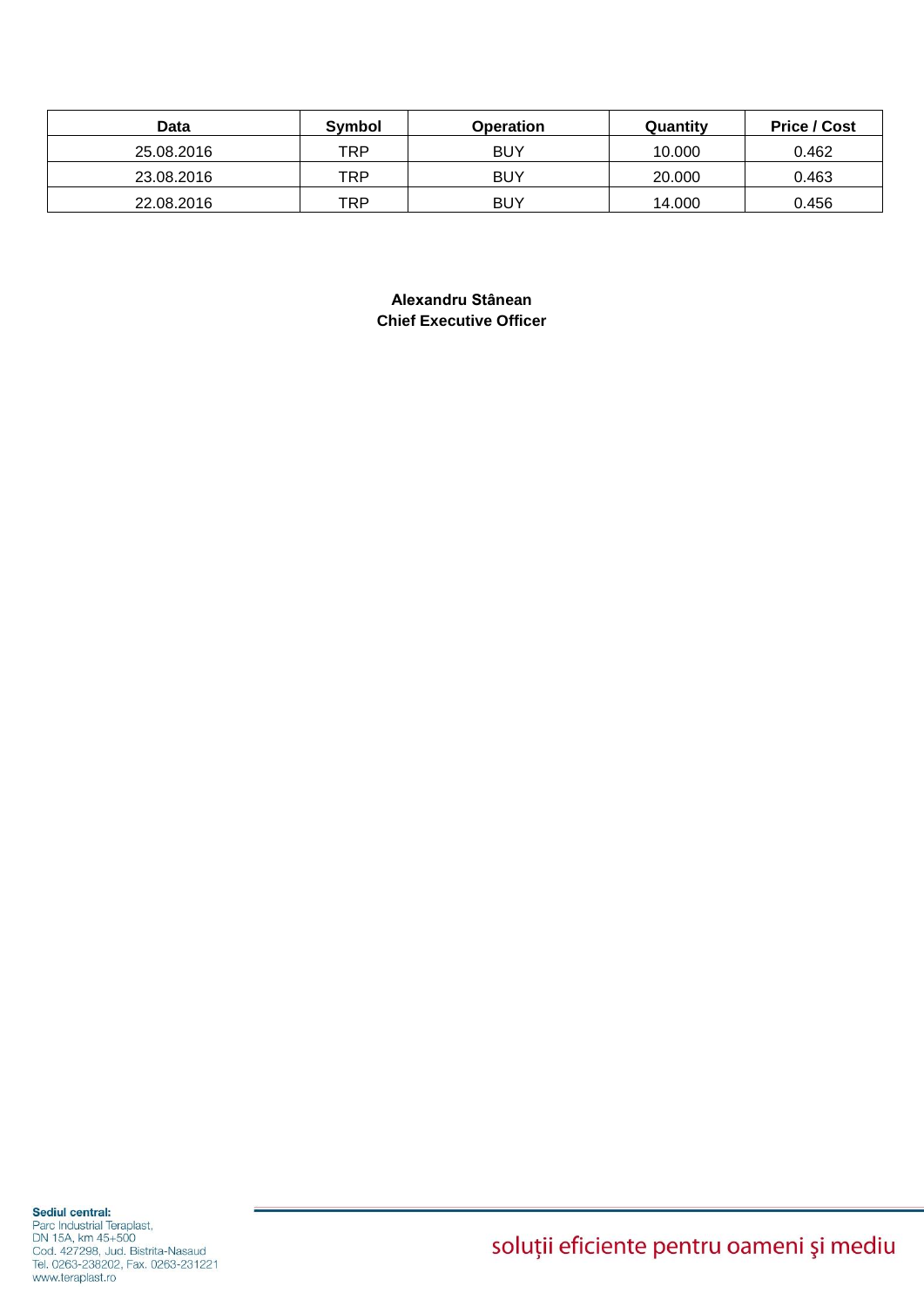| Data | Symbol | Operation | Quantity | Price / Cost |
|---|---|---|---|---|
| 25.08.2016 | TRP | BUY | 10.000 | 0.462 |
| 23.08.2016 | TRP | BUY | 20.000 | 0.463 |
| 22.08.2016 | TRP | BUY | 14.000 | 0.456 |

**Alexandru Stânean**
**Chief Executive Officer**